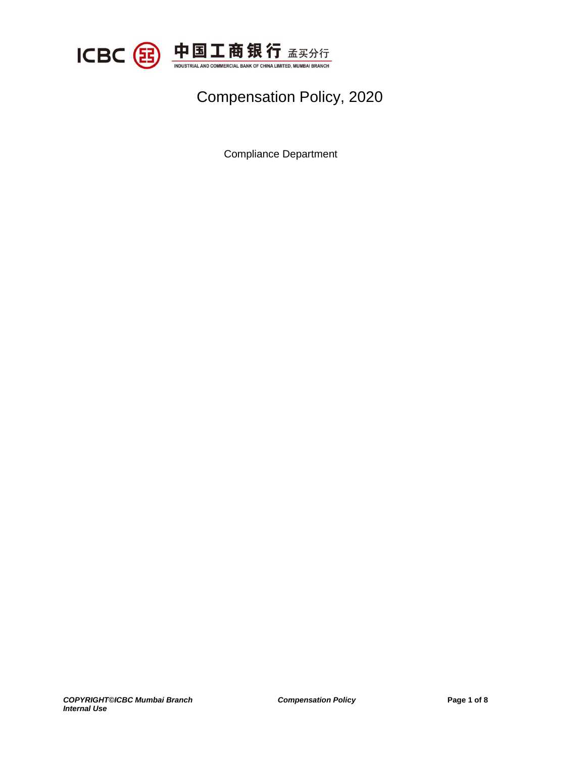ICBC 中国工商银行 孟买分行

INDUSTRIAL AND COMMERCIAL BANK OF CHINA LIMITED, MUMBAI BRANCH

# Compensation Policy, 2020

Compliance Department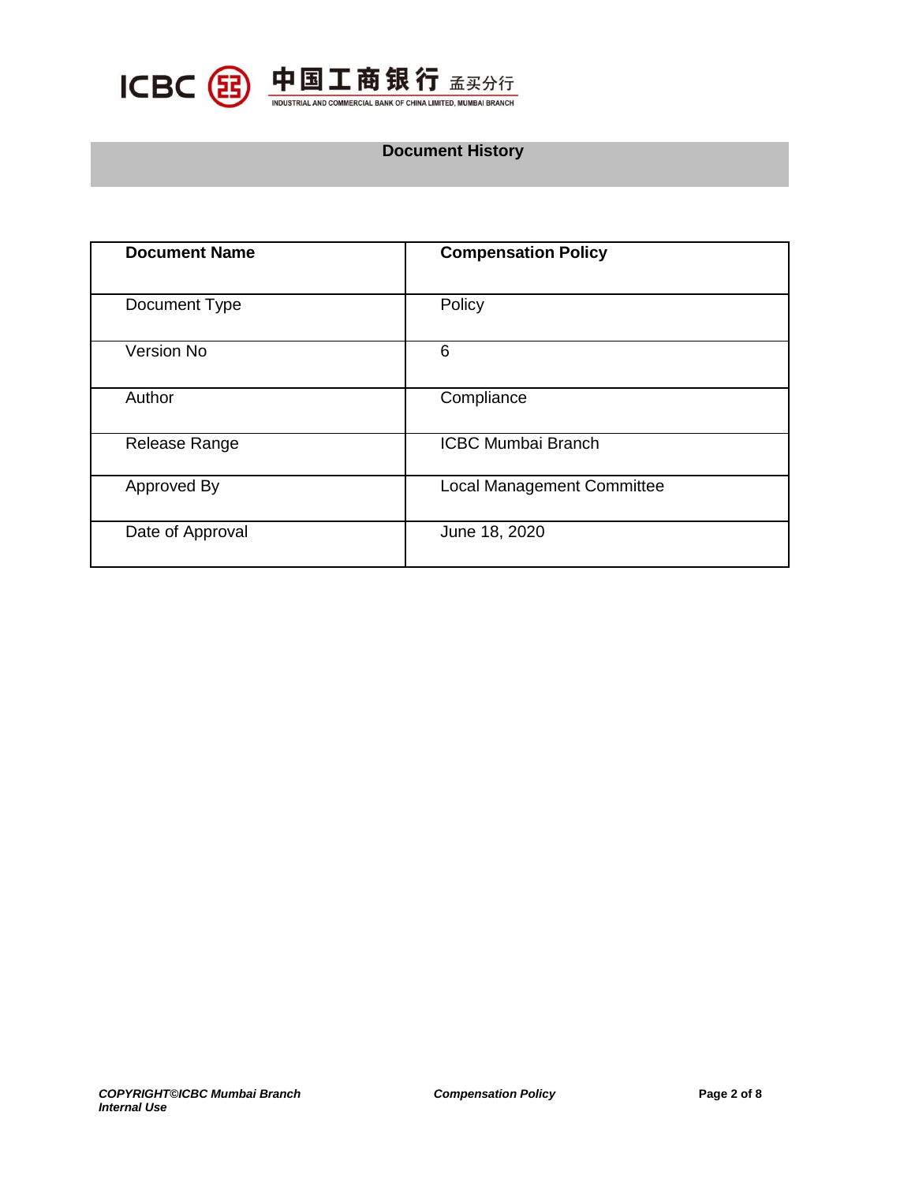## Document History

| **Document Name** | **Compensation Policy** |
|---|---|
| Document Type | Policy |
| Version No | 6 |
| Author | Compliance |
| Release Range | ICBC Mumbai Branch |
| Approved By | Local Management Committee |
| Date of Approval | June 18, 2020 |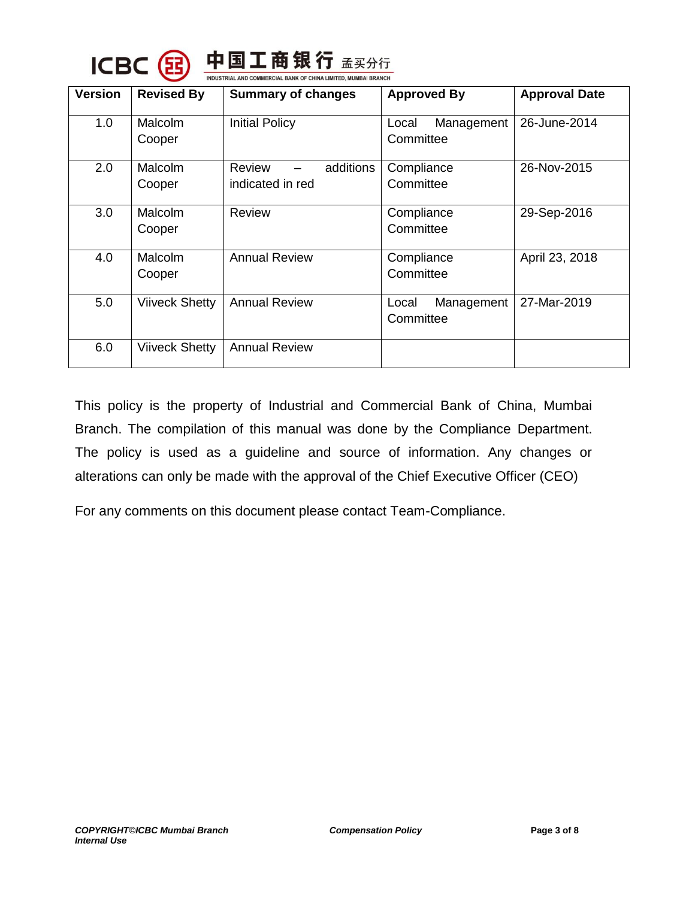| Version | Revised By | Summary of changes | Approved By | Approval Date |
|---|---|---|---|---|
| 1.0 | Malcolm Cooper | Initial Policy | Local Management Committee | 26-June-2014 |
| 2.0 | Malcolm Cooper | Review – additions indicated in red | Compliance Committee | 26-Nov-2015 |
| 3.0 | Malcolm Cooper | Review | Compliance Committee | 29-Sep-2016 |
| 4.0 | Malcolm Cooper | Annual Review | Compliance Committee | April 23, 2018 |
| 5.0 | Viiveck Shetty | Annual Review | Local Management Committee | 27-Mar-2019 |
| 6.0 | Viiveck Shetty | Annual Review | | |

This policy is the property of Industrial and Commercial Bank of China, Mumbai Branch. The compilation of this manual was done by the Compliance Department. The policy is used as a guideline and source of information. Any changes or alterations can only be made with the approval of the Chief Executive Officer (CEO)

For any comments on this document please contact Team-Compliance.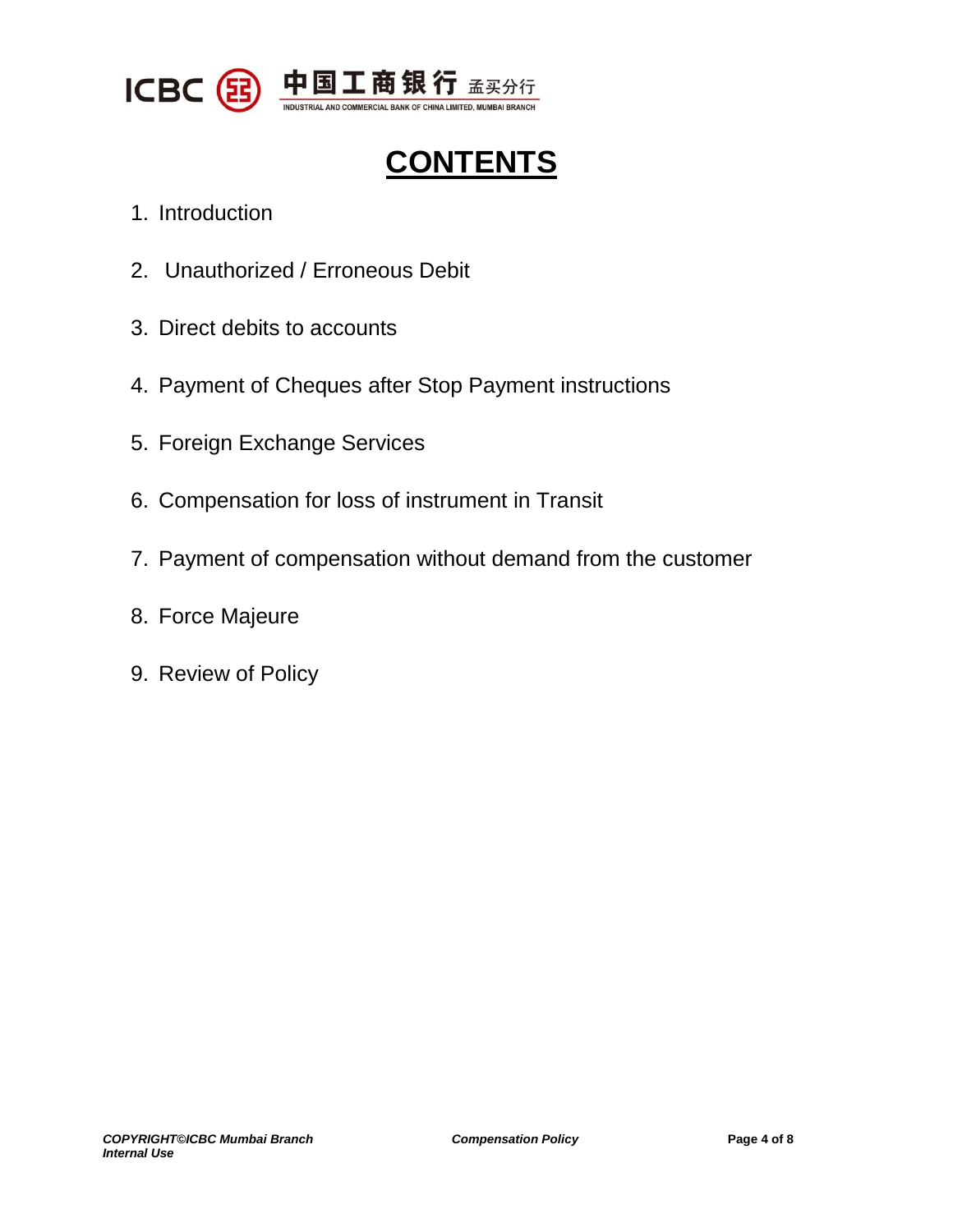# CONTENTS

1. Introduction
2. Unauthorized / Erroneous Debit
3. Direct debits to accounts
4. Payment of Cheques after Stop Payment instructions
5. Foreign Exchange Services
6. Compensation for loss of instrument in Transit
7. Payment of compensation without demand from the customer
8. Force Majeure
9. Review of Policy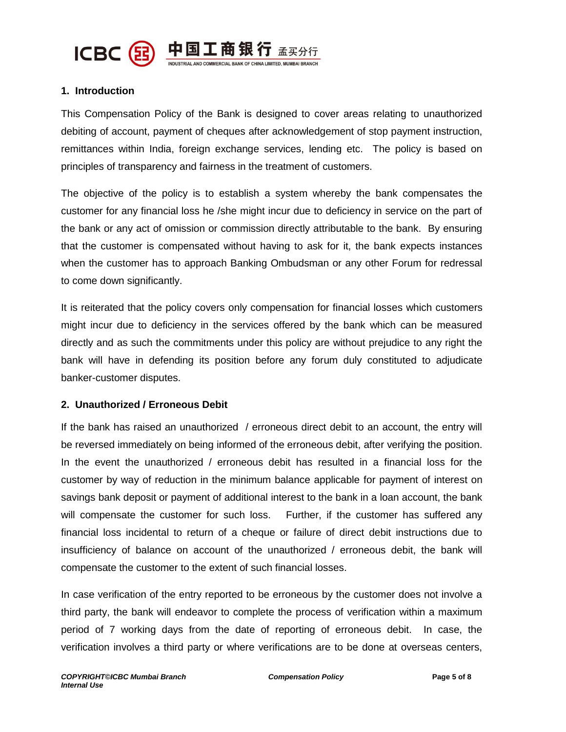## 1. Introduction

This Compensation Policy of the Bank is designed to cover areas relating to unauthorized debiting of account, payment of cheques after acknowledgement of stop payment instruction, remittances within India, foreign exchange services, lending etc. The policy is based on principles of transparency and fairness in the treatment of customers.

The objective of the policy is to establish a system whereby the bank compensates the customer for any financial loss he /she might incur due to deficiency in service on the part of the bank or any act of omission or commission directly attributable to the bank. By ensuring that the customer is compensated without having to ask for it, the bank expects instances when the customer has to approach Banking Ombudsman or any other Forum for redressal to come down significantly.

It is reiterated that the policy covers only compensation for financial losses which customers might incur due to deficiency in the services offered by the bank which can be measured directly and as such the commitments under this policy are without prejudice to any right the bank will have in defending its position before any forum duly constituted to adjudicate banker-customer disputes.

## 2. Unauthorized / Erroneous Debit

If the bank has raised an unauthorized / erroneous direct debit to an account, the entry will be reversed immediately on being informed of the erroneous debit, after verifying the position. In the event the unauthorized / erroneous debit has resulted in a financial loss for the customer by way of reduction in the minimum balance applicable for payment of interest on savings bank deposit or payment of additional interest to the bank in a loan account, the bank will compensate the customer for such loss. Further, if the customer has suffered any financial loss incidental to return of a cheque or failure of direct debit instructions due to insufficiency of balance on account of the unauthorized / erroneous debit, the bank will compensate the customer to the extent of such financial losses.

In case verification of the entry reported to be erroneous by the customer does not involve a third party, the bank will endeavor to complete the process of verification within a maximum period of 7 working days from the date of reporting of erroneous debit. In case, the verification involves a third party or where verifications are to be done at overseas centers,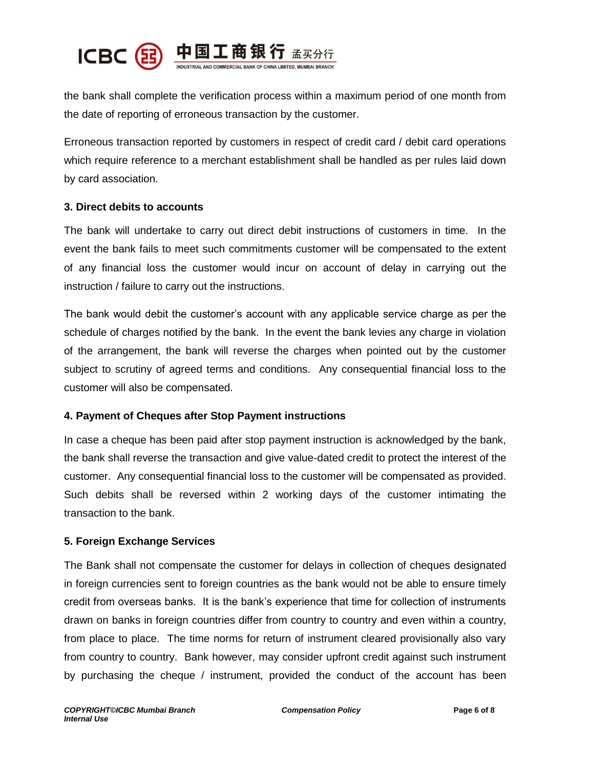the bank shall complete the verification process within a maximum period of one month from the date of reporting of erroneous transaction by the customer.

Erroneous transaction reported by customers in respect of credit card / debit card operations which require reference to a merchant establishment shall be handled as per rules laid down by card association.

**3. Direct debits to accounts**

The bank will undertake to carry out direct debit instructions of customers in time. In the event the bank fails to meet such commitments customer will be compensated to the extent of any financial loss the customer would incur on account of delay in carrying out the instruction / failure to carry out the instructions.

The bank would debit the customer's account with any applicable service charge as per the schedule of charges notified by the bank. In the event the bank levies any charge in violation of the arrangement, the bank will reverse the charges when pointed out by the customer subject to scrutiny of agreed terms and conditions. Any consequential financial loss to the customer will also be compensated.

**4. Payment of Cheques after Stop Payment instructions**

In case a cheque has been paid after stop payment instruction is acknowledged by the bank, the bank shall reverse the transaction and give value-dated credit to protect the interest of the customer. Any consequential financial loss to the customer will be compensated as provided. Such debits shall be reversed within 2 working days of the customer intimating the transaction to the bank.

**5. Foreign Exchange Services**

The Bank shall not compensate the customer for delays in collection of cheques designated in foreign currencies sent to foreign countries as the bank would not be able to ensure timely credit from overseas banks. It is the bank's experience that time for collection of instruments drawn on banks in foreign countries differ from country to country and even within a country, from place to place. The time norms for return of instrument cleared provisionally also vary from country to country. Bank however, may consider upfront credit against such instrument by purchasing the cheque / instrument, provided the conduct of the account has been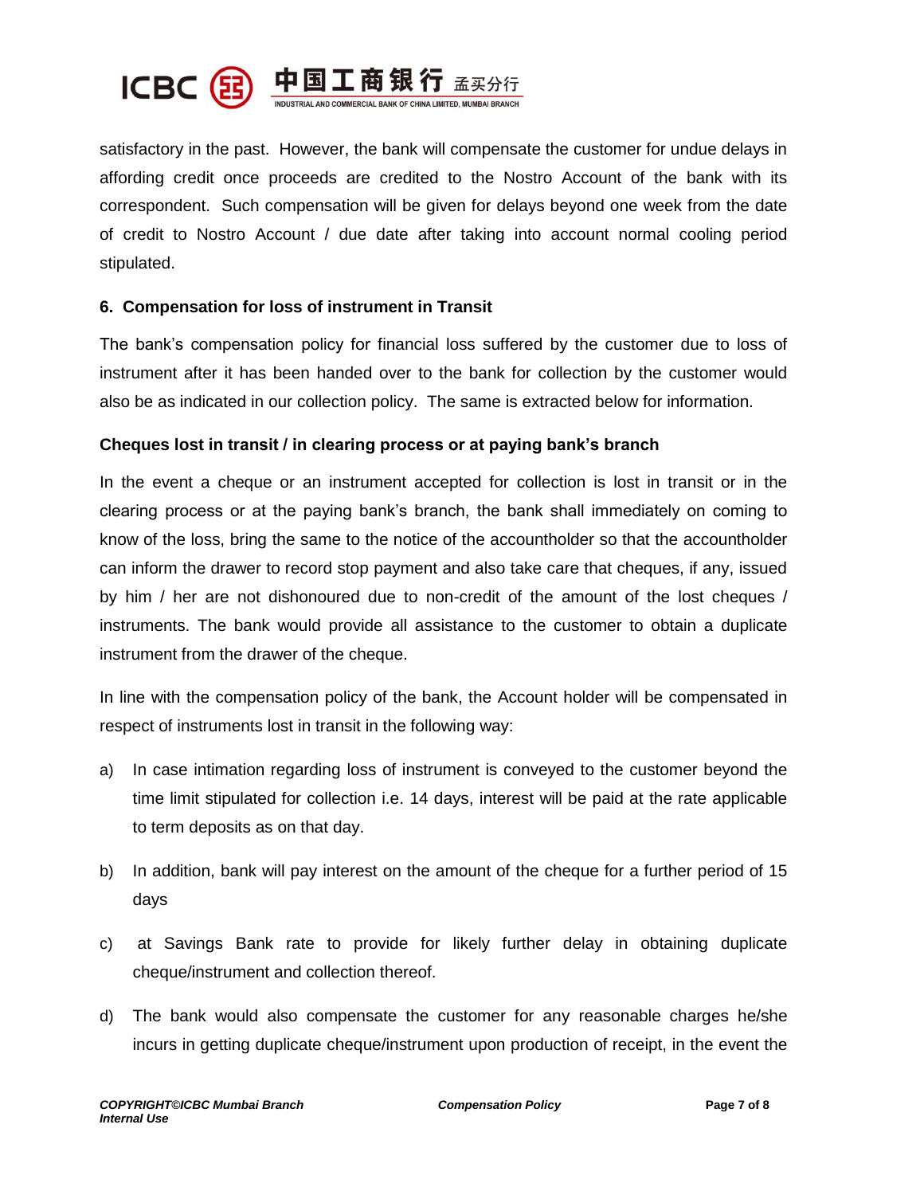satisfactory in the past. However, the bank will compensate the customer for undue delays in affording credit once proceeds are credited to the Nostro Account of the bank with its correspondent. Such compensation will be given for delays beyond one week from the date of credit to Nostro Account / due date after taking into account normal cooling period stipulated.

## 6. Compensation for loss of instrument in Transit

The bank's compensation policy for financial loss suffered by the customer due to loss of instrument after it has been handed over to the bank for collection by the customer would also be as indicated in our collection policy. The same is extracted below for information.

### Cheques lost in transit / in clearing process or at paying bank's branch

In the event a cheque or an instrument accepted for collection is lost in transit or in the clearing process or at the paying bank's branch, the bank shall immediately on coming to know of the loss, bring the same to the notice of the accountholder so that the accountholder can inform the drawer to record stop payment and also take care that cheques, if any, issued by him / her are not dishonoured due to non-credit of the amount of the lost cheques / instruments. The bank would provide all assistance to the customer to obtain a duplicate instrument from the drawer of the cheque.

In line with the compensation policy of the bank, the Account holder will be compensated in respect of instruments lost in transit in the following way:

a) In case intimation regarding loss of instrument is conveyed to the customer beyond the time limit stipulated for collection i.e. 14 days, interest will be paid at the rate applicable to term deposits as on that day.

b) In addition, bank will pay interest on the amount of the cheque for a further period of 15 days

c) at Savings Bank rate to provide for likely further delay in obtaining duplicate cheque/instrument and collection thereof.

d) The bank would also compensate the customer for any reasonable charges he/she incurs in getting duplicate cheque/instrument upon production of receipt, in the event the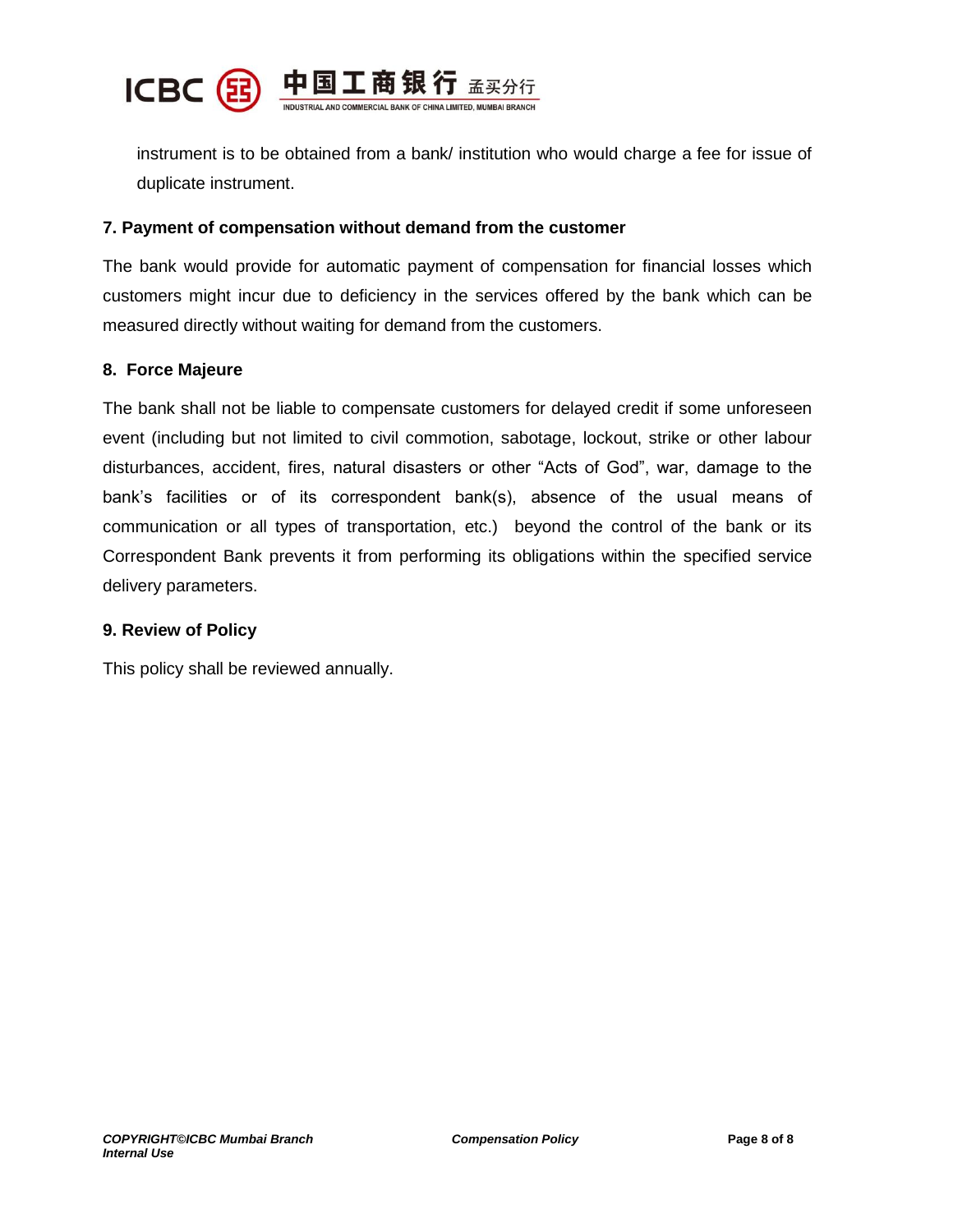instrument is to be obtained from a bank/ institution who would charge a fee for issue of duplicate instrument.

**7. Payment of compensation without demand from the customer**

The bank would provide for automatic payment of compensation for financial losses which customers might incur due to deficiency in the services offered by the bank which can be measured directly without waiting for demand from the customers.

**8. Force Majeure**

The bank shall not be liable to compensate customers for delayed credit if some unforeseen event (including but not limited to civil commotion, sabotage, lockout, strike or other labour disturbances, accident, fires, natural disasters or other "Acts of God", war, damage to the bank's facilities or of its correspondent bank(s), absence of the usual means of communication or all types of transportation, etc.) beyond the control of the bank or its Correspondent Bank prevents it from performing its obligations within the specified service delivery parameters.

**9. Review of Policy**

This policy shall be reviewed annually.